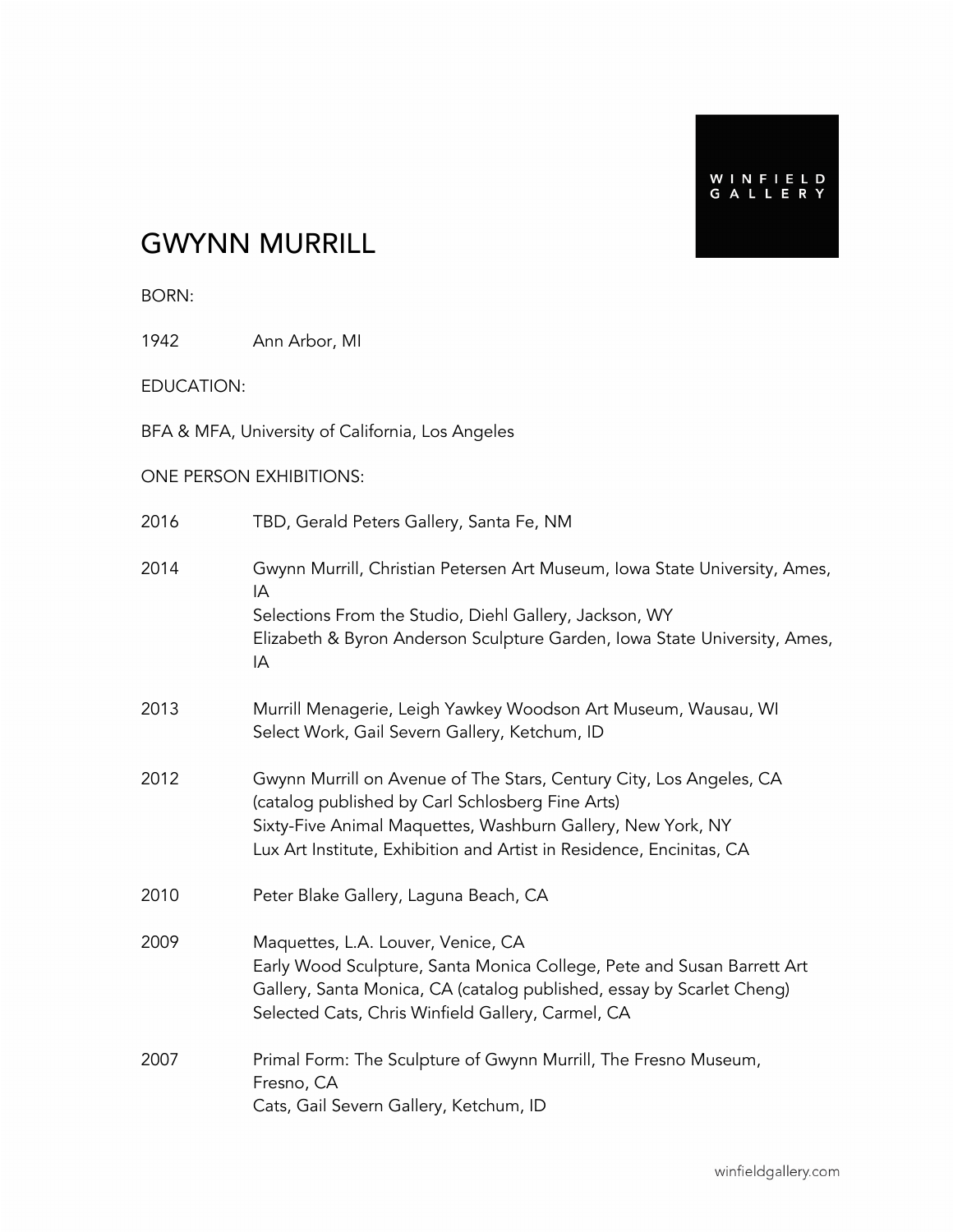WINFIELD GALLERY

# GWYNN MURRILL

BORN:

1942 Ann Arbor, MI

EDUCATION:

BFA & MFA, University of California, Los Angeles

ONE PERSON EXHIBITIONS:

2016 TBD, Gerald Peters Gallery, Santa Fe, NM

2014 Gwynn Murrill, Christian Petersen Art Museum, Iowa State University, Ames, IA
Selections From the Studio, Diehl Gallery, Jackson, WY
Elizabeth & Byron Anderson Sculpture Garden, Iowa State University, Ames, IA

2013 Murrill Menagerie, Leigh Yawkey Woodson Art Museum, Wausau, WI
Select Work, Gail Severn Gallery, Ketchum, ID

2012 Gwynn Murrill on Avenue of The Stars, Century City, Los Angeles, CA (catalog published by Carl Schlosberg Fine Arts)
Sixty-Five Animal Maquettes, Washburn Gallery, New York, NY
Lux Art Institute, Exhibition and Artist in Residence, Encinitas, CA

2010 Peter Blake Gallery, Laguna Beach, CA

2009 Maquettes, L.A. Louver, Venice, CA
Early Wood Sculpture, Santa Monica College, Pete and Susan Barrett Art Gallery, Santa Monica, CA (catalog published, essay by Scarlet Cheng)
Selected Cats, Chris Winfield Gallery, Carmel, CA

2007 Primal Form: The Sculpture of Gwynn Murrill, The Fresno Museum, Fresno, CA
Cats, Gail Severn Gallery, Ketchum, ID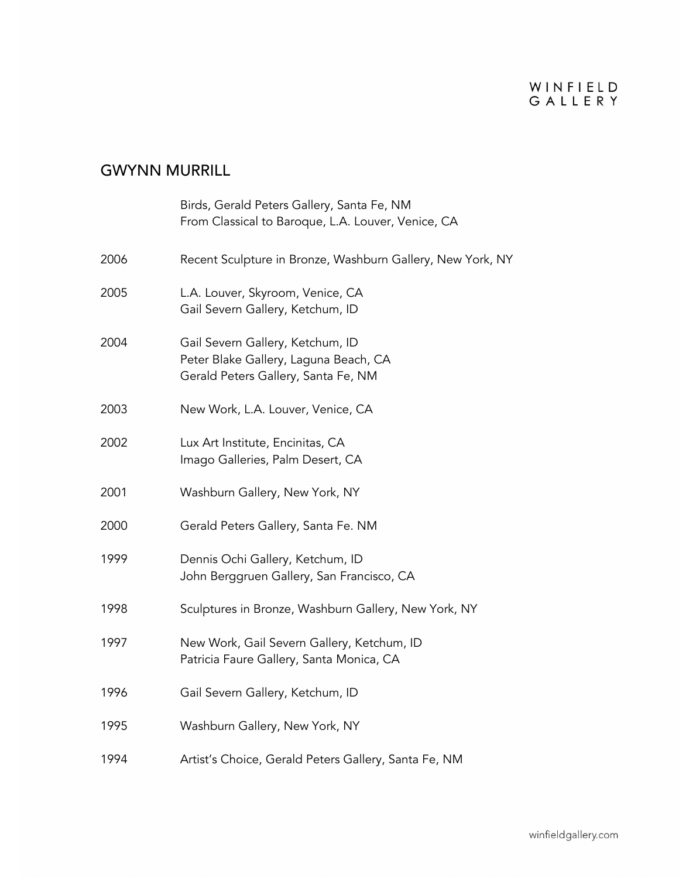## GWYNN MURRILL

| | |
|---|---|
| | Birds, Gerald Peters Gallery, Santa Fe, NM<br>From Classical to Baroque, L.A. Louver, Venice, CA |
| 2006 | Recent Sculpture in Bronze, Washburn Gallery, New York, NY |
| 2005 | L.A. Louver, Skyroom, Venice, CA<br>Gail Severn Gallery, Ketchum, ID |
| 2004 | Gail Severn Gallery, Ketchum, ID<br>Peter Blake Gallery, Laguna Beach, CA<br>Gerald Peters Gallery, Santa Fe, NM |
| 2003 | New Work, L.A. Louver, Venice, CA |
| 2002 | Lux Art Institute, Encinitas, CA<br>Imago Galleries, Palm Desert, CA |
| 2001 | Washburn Gallery, New York, NY |
| 2000 | Gerald Peters Gallery, Santa Fe. NM |
| 1999 | Dennis Ochi Gallery, Ketchum, ID<br>John Berggruen Gallery, San Francisco, CA |
| 1998 | Sculptures in Bronze, Washburn Gallery, New York, NY |
| 1997 | New Work, Gail Severn Gallery, Ketchum, ID<br>Patricia Faure Gallery, Santa Monica, CA |
| 1996 | Gail Severn Gallery, Ketchum, ID |
| 1995 | Washburn Gallery, New York, NY |
| 1994 | Artist's Choice, Gerald Peters Gallery, Santa Fe, NM |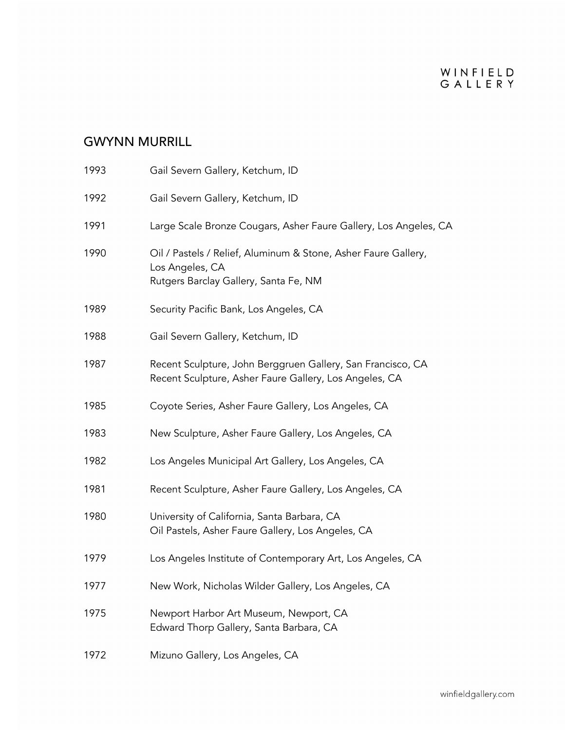## GWYNN MURRILL

| | |
|---|---|
| 1993 | Gail Severn Gallery, Ketchum, ID |
| 1992 | Gail Severn Gallery, Ketchum, ID |
| 1991 | Large Scale Bronze Cougars, Asher Faure Gallery, Los Angeles, CA |
| 1990 | Oil / Pastels / Relief, Aluminum & Stone, Asher Faure Gallery, Los Angeles, CA<br>Rutgers Barclay Gallery, Santa Fe, NM |
| 1989 | Security Pacific Bank, Los Angeles, CA |
| 1988 | Gail Severn Gallery, Ketchum, ID |
| 1987 | Recent Sculpture, John Berggruen Gallery, San Francisco, CA<br>Recent Sculpture, Asher Faure Gallery, Los Angeles, CA |
| 1985 | Coyote Series, Asher Faure Gallery, Los Angeles, CA |
| 1983 | New Sculpture, Asher Faure Gallery, Los Angeles, CA |
| 1982 | Los Angeles Municipal Art Gallery, Los Angeles, CA |
| 1981 | Recent Sculpture, Asher Faure Gallery, Los Angeles, CA |
| 1980 | University of California, Santa Barbara, CA<br>Oil Pastels, Asher Faure Gallery, Los Angeles, CA |
| 1979 | Los Angeles Institute of Contemporary Art, Los Angeles, CA |
| 1977 | New Work, Nicholas Wilder Gallery, Los Angeles, CA |
| 1975 | Newport Harbor Art Museum, Newport, CA<br>Edward Thorp Gallery, Santa Barbara, CA |
| 1972 | Mizuno Gallery, Los Angeles, CA |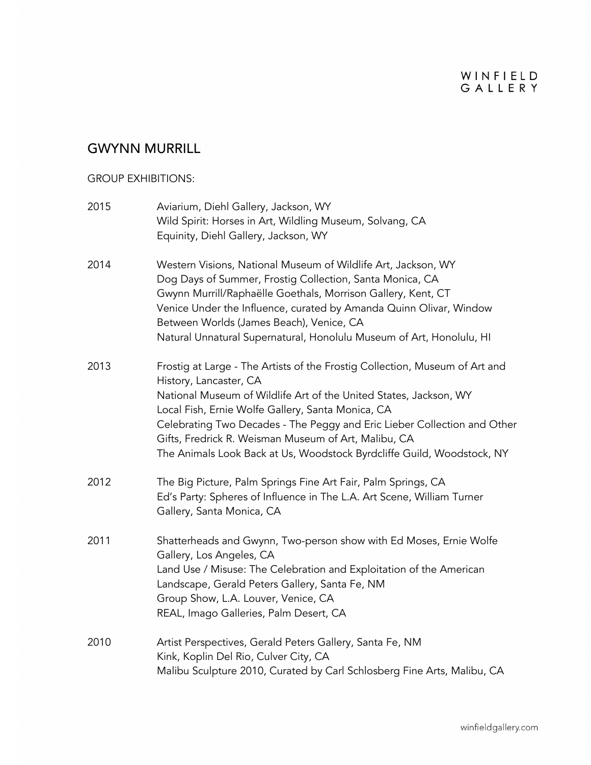# GWYNN MURRILL

## GROUP EXHIBITIONS:

**2015**

Aviarium, Diehl Gallery, Jackson, WY
Wild Spirit: Horses in Art, Wildling Museum, Solvang, CA
Equinity, Diehl Gallery, Jackson, WY

**2014**

Western Visions, National Museum of Wildlife Art, Jackson, WY
Dog Days of Summer, Frostig Collection, Santa Monica, CA
Gwynn Murrill/Raphaëlle Goethals, Morrison Gallery, Kent, CT
Venice Under the Influence, curated by Amanda Quinn Olivar, Window Between Worlds (James Beach), Venice, CA
Natural Unnatural Supernatural, Honolulu Museum of Art, Honolulu, HI

**2013**

Frostig at Large - The Artists of the Frostig Collection, Museum of Art and History, Lancaster, CA
National Museum of Wildlife Art of the United States, Jackson, WY
Local Fish, Ernie Wolfe Gallery, Santa Monica, CA
Celebrating Two Decades - The Peggy and Eric Lieber Collection and Other Gifts, Fredrick R. Weisman Museum of Art, Malibu, CA
The Animals Look Back at Us, Woodstock Byrdcliffe Guild, Woodstock, NY

**2012**

The Big Picture, Palm Springs Fine Art Fair, Palm Springs, CA
Ed's Party: Spheres of Influence in The L.A. Art Scene, William Turner Gallery, Santa Monica, CA

**2011**

Shatterheads and Gwynn, Two-person show with Ed Moses, Ernie Wolfe Gallery, Los Angeles, CA
Land Use / Misuse: The Celebration and Exploitation of the American Landscape, Gerald Peters Gallery, Santa Fe, NM
Group Show, L.A. Louver, Venice, CA
REAL, Imago Galleries, Palm Desert, CA

**2010**

Artist Perspectives, Gerald Peters Gallery, Santa Fe, NM
Kink, Koplin Del Rio, Culver City, CA
Malibu Sculpture 2010, Curated by Carl Schlosberg Fine Arts, Malibu, CA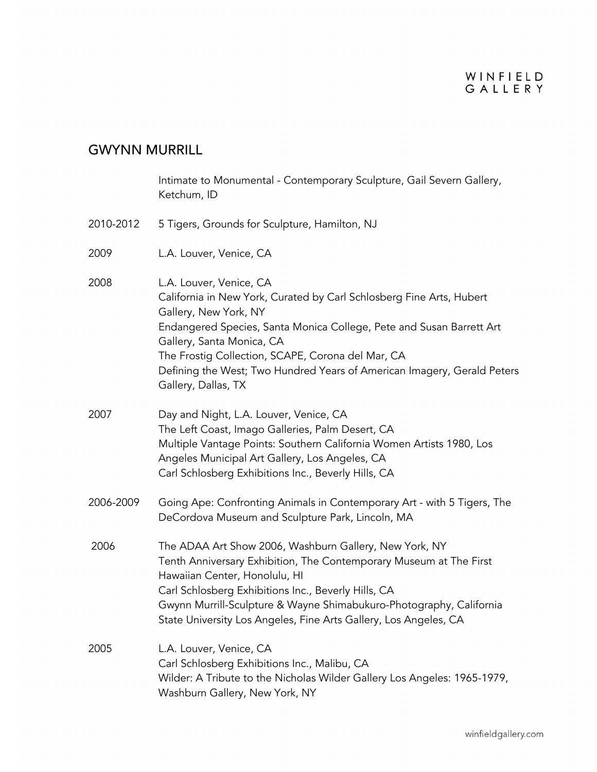## GWYNN MURRILL

| | |
|---|---|
| | Intimate to Monumental - Contemporary Sculpture, Gail Severn Gallery, Ketchum, ID |
| 2010-2012 | 5 Tigers, Grounds for Sculpture, Hamilton, NJ |
| 2009 | L.A. Louver, Venice, CA |
| 2008 | L.A. Louver, Venice, CA<br>California in New York, Curated by Carl Schlosberg Fine Arts, Hubert Gallery, New York, NY<br>Endangered Species, Santa Monica College, Pete and Susan Barrett Art Gallery, Santa Monica, CA<br>The Frostig Collection, SCAPE, Corona del Mar, CA<br>Defining the West; Two Hundred Years of American Imagery, Gerald Peters Gallery, Dallas, TX |
| 2007 | Day and Night, L.A. Louver, Venice, CA<br>The Left Coast, Imago Galleries, Palm Desert, CA<br>Multiple Vantage Points: Southern California Women Artists 1980, Los Angeles Municipal Art Gallery, Los Angeles, CA<br>Carl Schlosberg Exhibitions Inc., Beverly Hills, CA |
| 2006-2009 | Going Ape: Confronting Animals in Contemporary Art - with 5 Tigers, The DeCordova Museum and Sculpture Park, Lincoln, MA |
| 2006 | The ADAA Art Show 2006, Washburn Gallery, New York, NY<br>Tenth Anniversary Exhibition, The Contemporary Museum at The First Hawaiian Center, Honolulu, HI<br>Carl Schlosberg Exhibitions Inc., Beverly Hills, CA<br>Gwynn Murrill-Sculpture & Wayne Shimabukuro-Photography, California State University Los Angeles, Fine Arts Gallery, Los Angeles, CA |
| 2005 | L.A. Louver, Venice, CA<br>Carl Schlosberg Exhibitions Inc., Malibu, CA<br>Wilder: A Tribute to the Nicholas Wilder Gallery Los Angeles: 1965-1979, Washburn Gallery, New York, NY |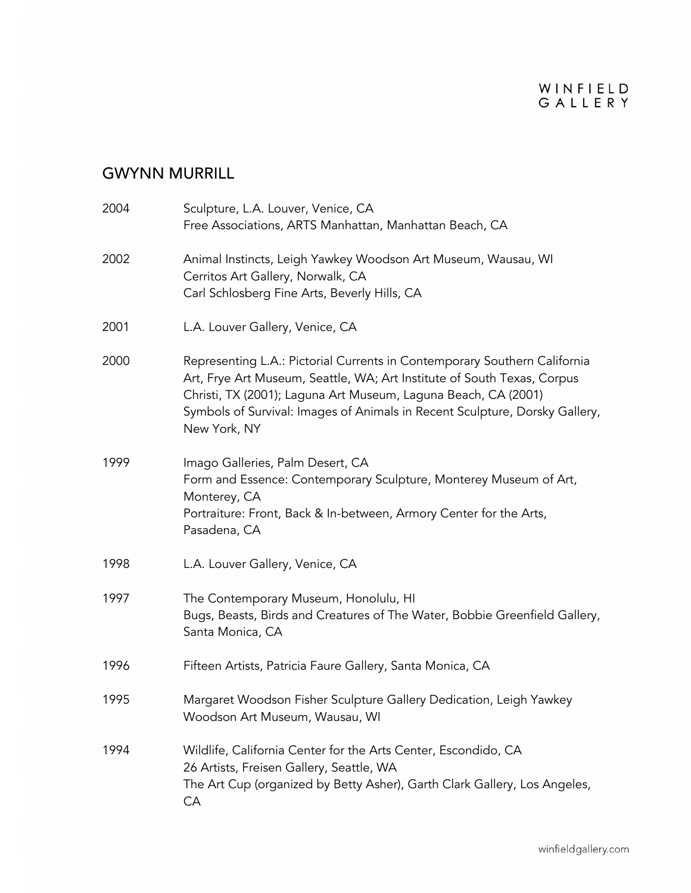## GWYNN MURRILL

2004 Sculpture, L.A. Louver, Venice, CA
Free Associations, ARTS Manhattan, Manhattan Beach, CA

2002 Animal Instincts, Leigh Yawkey Woodson Art Museum, Wausau, WI
Cerritos Art Gallery, Norwalk, CA
Carl Schlosberg Fine Arts, Beverly Hills, CA

2001 L.A. Louver Gallery, Venice, CA

2000 Representing L.A.: Pictorial Currents in Contemporary Southern California Art, Frye Art Museum, Seattle, WA; Art Institute of South Texas, Corpus Christi, TX (2001); Laguna Art Museum, Laguna Beach, CA (2001)
Symbols of Survival: Images of Animals in Recent Sculpture, Dorsky Gallery, New York, NY

1999 Imago Galleries, Palm Desert, CA
Form and Essence: Contemporary Sculpture, Monterey Museum of Art, Monterey, CA
Portraiture: Front, Back & In-between, Armory Center for the Arts, Pasadena, CA

1998 L.A. Louver Gallery, Venice, CA

1997 The Contemporary Museum, Honolulu, HI
Bugs, Beasts, Birds and Creatures of The Water, Bobbie Greenfield Gallery, Santa Monica, CA

1996 Fifteen Artists, Patricia Faure Gallery, Santa Monica, CA

1995 Margaret Woodson Fisher Sculpture Gallery Dedication, Leigh Yawkey Woodson Art Museum, Wausau, WI

1994 Wildlife, California Center for the Arts Center, Escondido, CA
26 Artists, Freisen Gallery, Seattle, WA
The Art Cup (organized by Betty Asher), Garth Clark Gallery, Los Angeles, CA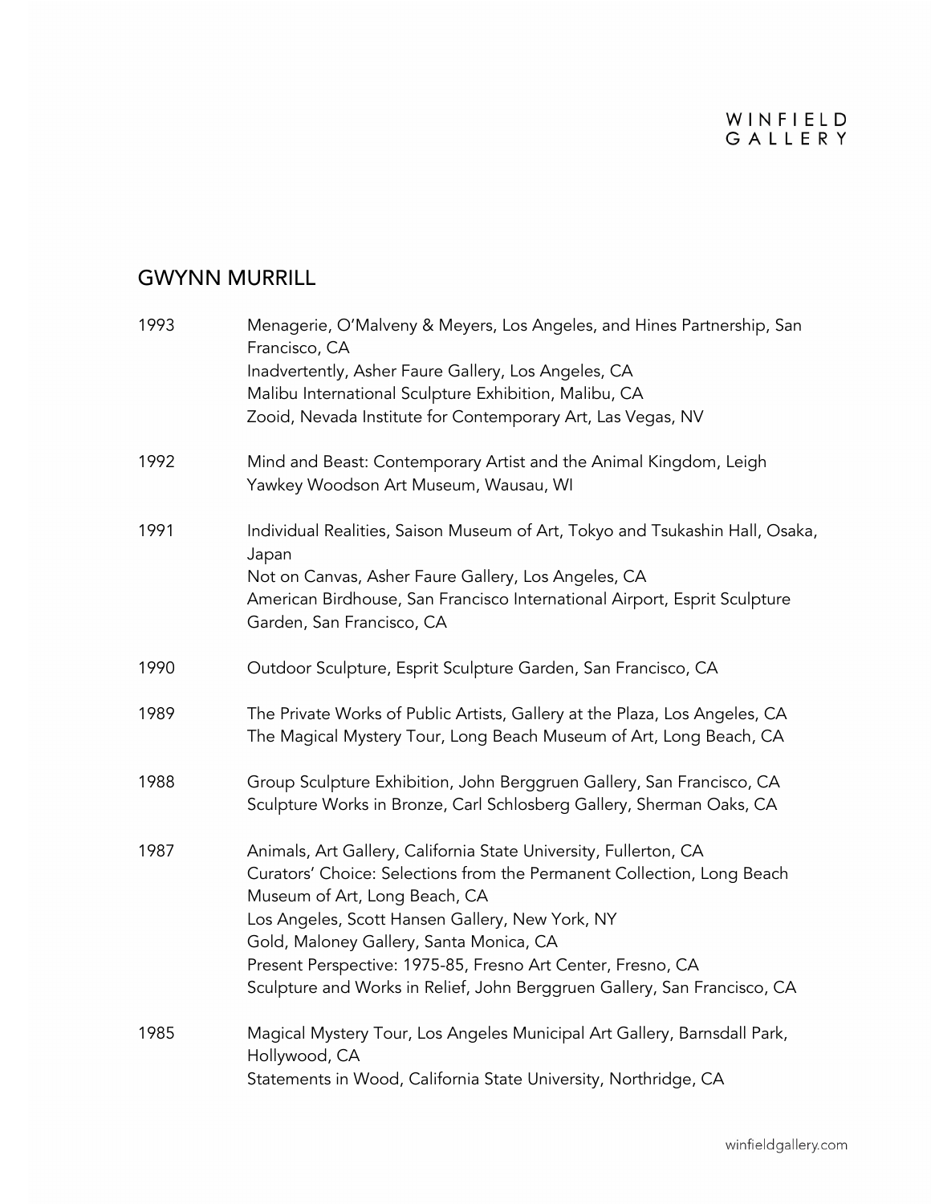## GWYNN MURRILL

1993	Menagerie, O'Malveny & Meyers, Los Angeles, and Hines Partnership, San Francisco, CA
Inadvertently, Asher Faure Gallery, Los Angeles, CA
Malibu International Sculpture Exhibition, Malibu, CA
Zooid, Nevada Institute for Contemporary Art, Las Vegas, NV

1992	Mind and Beast: Contemporary Artist and the Animal Kingdom, Leigh Yawkey Woodson Art Museum, Wausau, WI

1991	Individual Realities, Saison Museum of Art, Tokyo and Tsukashin Hall, Osaka, Japan
Not on Canvas, Asher Faure Gallery, Los Angeles, CA
American Birdhouse, San Francisco International Airport, Esprit Sculpture Garden, San Francisco, CA

1990	Outdoor Sculpture, Esprit Sculpture Garden, San Francisco, CA

1989	The Private Works of Public Artists, Gallery at the Plaza, Los Angeles, CA
The Magical Mystery Tour, Long Beach Museum of Art, Long Beach, CA

1988	Group Sculpture Exhibition, John Berggruen Gallery, San Francisco, CA
Sculpture Works in Bronze, Carl Schlosberg Gallery, Sherman Oaks, CA

1987	Animals, Art Gallery, California State University, Fullerton, CA
Curators' Choice: Selections from the Permanent Collection, Long Beach Museum of Art, Long Beach, CA
Los Angeles, Scott Hansen Gallery, New York, NY
Gold, Maloney Gallery, Santa Monica, CA
Present Perspective: 1975-85, Fresno Art Center, Fresno, CA
Sculpture and Works in Relief, John Berggruen Gallery, San Francisco, CA

1985	Magical Mystery Tour, Los Angeles Municipal Art Gallery, Barnsdall Park, Hollywood, CA
Statements in Wood, California State University, Northridge, CA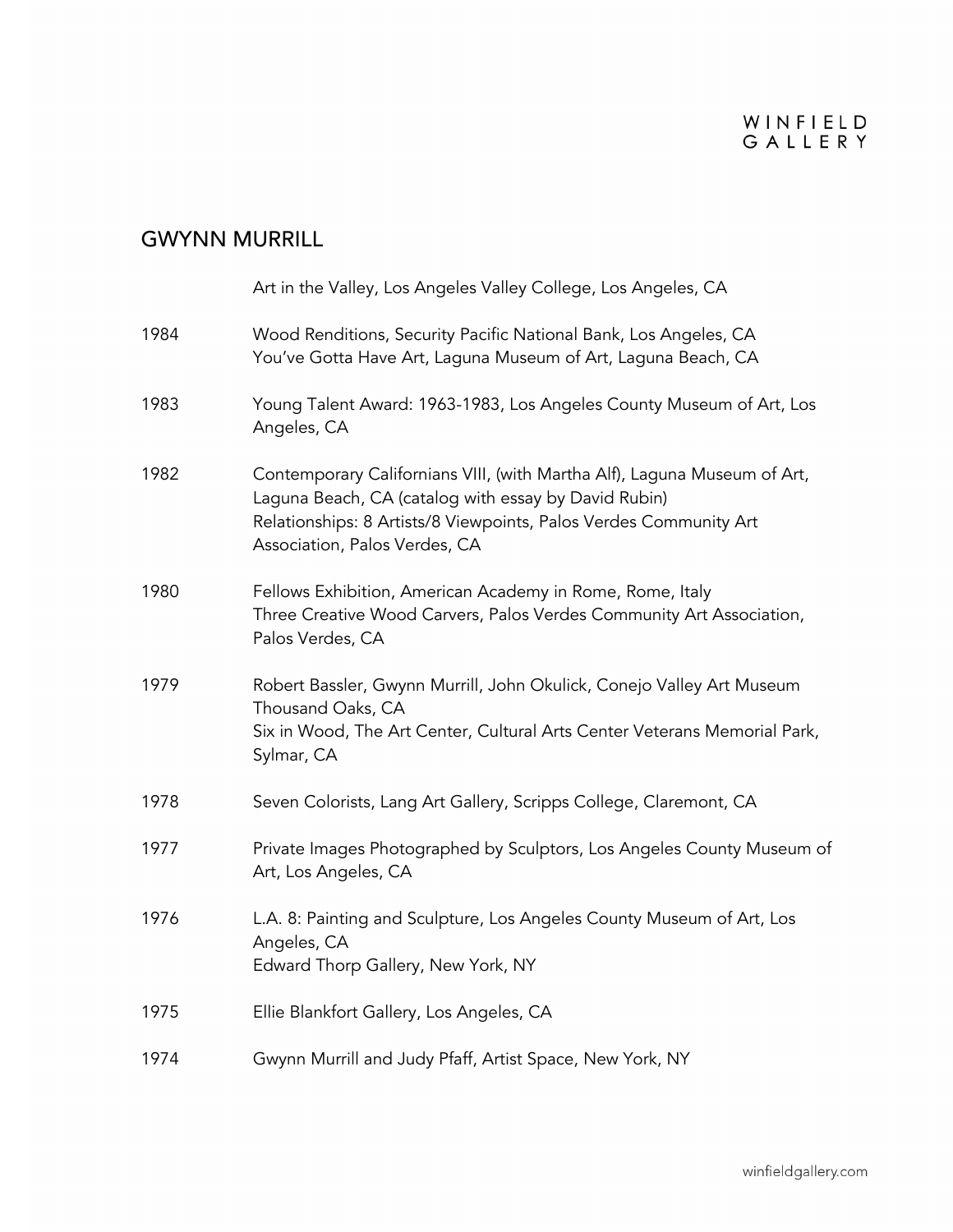## GWYNN MURRILL

| | |
|---|---|
| | Art in the Valley, Los Angeles Valley College, Los Angeles, CA |
| 1984 | Wood Renditions, Security Pacific National Bank, Los Angeles, CA<br>You've Gotta Have Art, Laguna Museum of Art, Laguna Beach, CA |
| 1983 | Young Talent Award: 1963-1983, Los Angeles County Museum of Art, Los Angeles, CA |
| 1982 | Contemporary Californians VIII, (with Martha Alf), Laguna Museum of Art, Laguna Beach, CA (catalog with essay by David Rubin)<br>Relationships: 8 Artists/8 Viewpoints, Palos Verdes Community Art Association, Palos Verdes, CA |
| 1980 | Fellows Exhibition, American Academy in Rome, Rome, Italy<br>Three Creative Wood Carvers, Palos Verdes Community Art Association, Palos Verdes, CA |
| 1979 | Robert Bassler, Gwynn Murrill, John Okulick, Conejo Valley Art Museum Thousand Oaks, CA<br>Six in Wood, The Art Center, Cultural Arts Center Veterans Memorial Park, Sylmar, CA |
| 1978 | Seven Colorists, Lang Art Gallery, Scripps College, Claremont, CA |
| 1977 | Private Images Photographed by Sculptors, Los Angeles County Museum of Art, Los Angeles, CA |
| 1976 | L.A. 8: Painting and Sculpture, Los Angeles County Museum of Art, Los Angeles, CA<br>Edward Thorp Gallery, New York, NY |
| 1975 | Ellie Blankfort Gallery, Los Angeles, CA |
| 1974 | Gwynn Murrill and Judy Pfaff, Artist Space, New York, NY |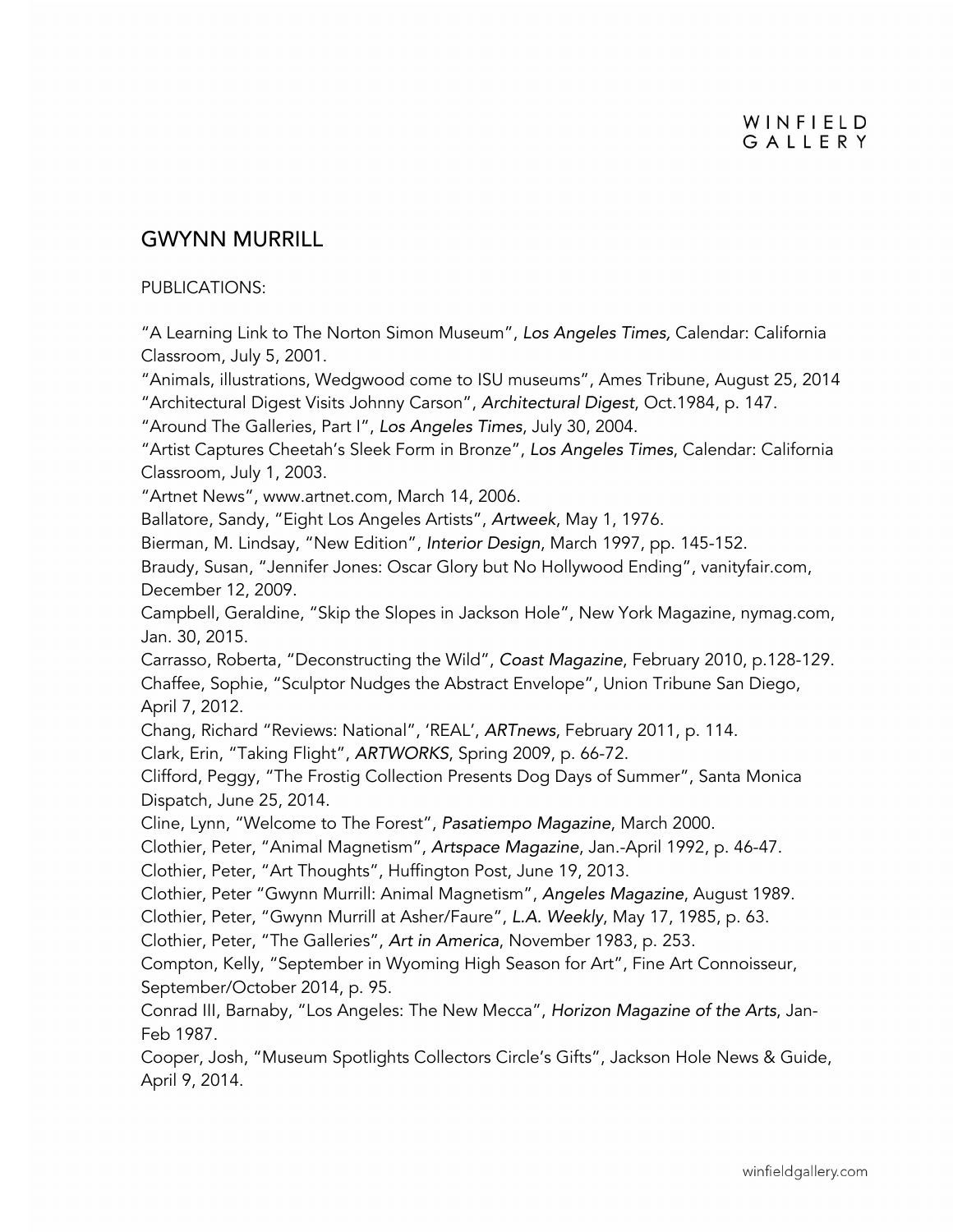## GWYNN MURRILL

PUBLICATIONS:

"A Learning Link to The Norton Simon Museum", *Los Angeles Times,* Calendar: California Classroom, July 5, 2001.

"Animals, illustrations, Wedgwood come to ISU museums", Ames Tribune, August 25, 2014

"Architectural Digest Visits Johnny Carson", *Architectural Digest*, Oct.1984, p. 147.

"Around The Galleries, Part I", *Los Angeles Times*, July 30, 2004.

"Artist Captures Cheetah's Sleek Form in Bronze", *Los Angeles Times*, Calendar: California Classroom, July 1, 2003.

"Artnet News", www.artnet.com, March 14, 2006.

Ballatore, Sandy, "Eight Los Angeles Artists", *Artweek*, May 1, 1976.

Bierman, M. Lindsay, "New Edition", *Interior Design*, March 1997, pp. 145-152.

Braudy, Susan, "Jennifer Jones: Oscar Glory but No Hollywood Ending", vanityfair.com, December 12, 2009.

Campbell, Geraldine, "Skip the Slopes in Jackson Hole", New York Magazine, nymag.com, Jan. 30, 2015.

Carrasso, Roberta, "Deconstructing the Wild", *Coast Magazine*, February 2010, p.128-129.

Chaffee, Sophie, "Sculptor Nudges the Abstract Envelope", Union Tribune San Diego, April 7, 2012.

Chang, Richard "Reviews: National", 'REAL', *ARTnews*, February 2011, p. 114.

Clark, Erin, "Taking Flight", *ARTWORKS*, Spring 2009, p. 66-72.

Clifford, Peggy, "The Frostig Collection Presents Dog Days of Summer", Santa Monica Dispatch, June 25, 2014.

Cline, Lynn, "Welcome to The Forest", *Pasatiempo Magazine*, March 2000.

Clothier, Peter, "Animal Magnetism", *Artspace Magazine*, Jan.-April 1992, p. 46-47.

Clothier, Peter, "Art Thoughts", Huffington Post, June 19, 2013.

Clothier, Peter "Gwynn Murrill: Animal Magnetism", *Angeles Magazine*, August 1989.

Clothier, Peter, "Gwynn Murrill at Asher/Faure", *L.A. Weekly*, May 17, 1985, p. 63.

Clothier, Peter, "The Galleries", *Art in America*, November 1983, p. 253.

Compton, Kelly, "September in Wyoming High Season for Art", Fine Art Connoisseur, September/October 2014, p. 95.

Conrad III, Barnaby, "Los Angeles: The New Mecca", *Horizon Magazine of the Arts*, Jan-Feb 1987.

Cooper, Josh, "Museum Spotlights Collectors Circle's Gifts", Jackson Hole News & Guide, April 9, 2014.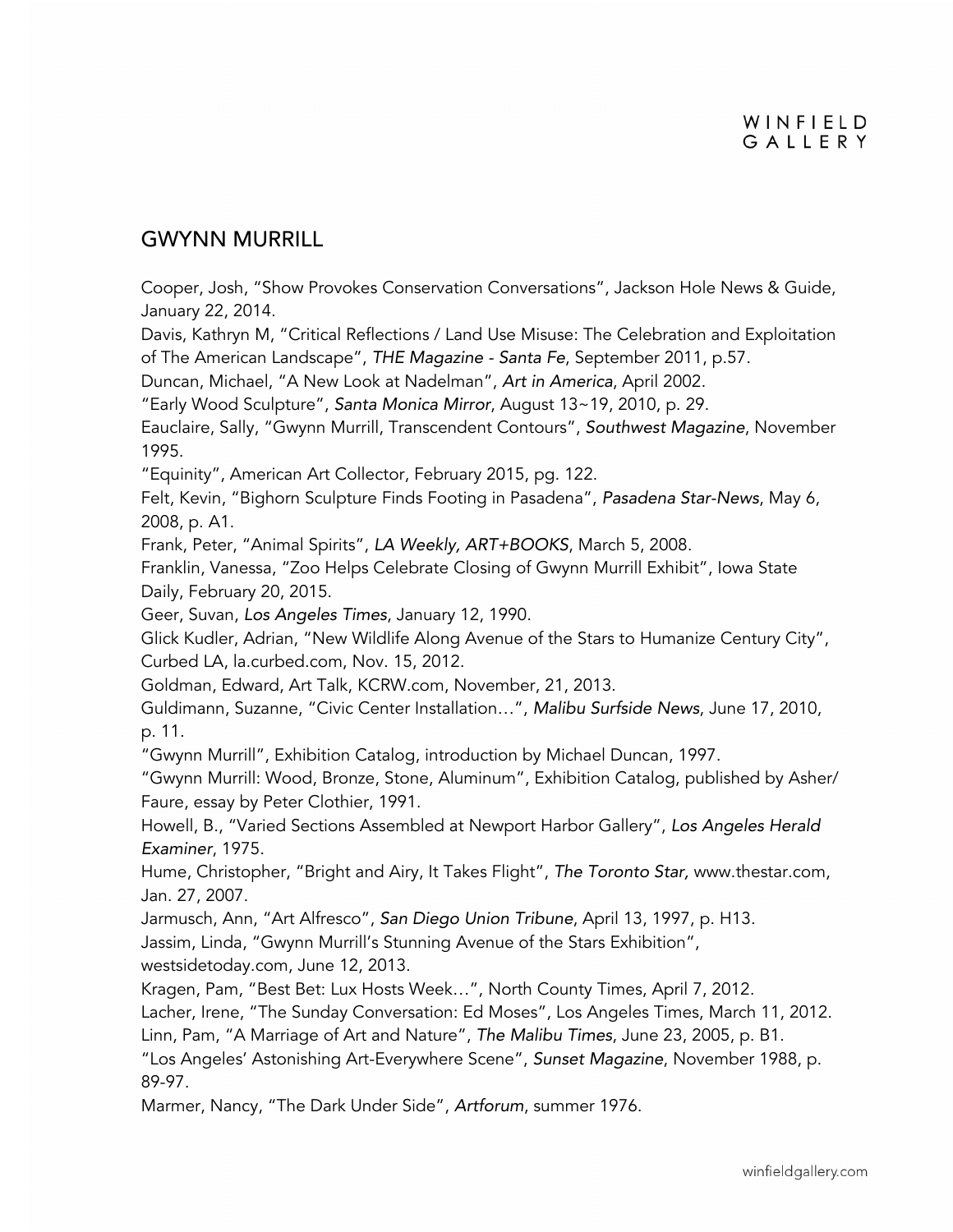## GWYNN MURRILL

Cooper, Josh, "Show Provokes Conservation Conversations", Jackson Hole News & Guide, January 22, 2014.

Davis, Kathryn M, "Critical Reflections / Land Use Misuse: The Celebration and Exploitation of The American Landscape", *THE Magazine - Santa Fe*, September 2011, p.57.

Duncan, Michael, "A New Look at Nadelman", *Art in America*, April 2002.

"Early Wood Sculpture", *Santa Monica Mirror*, August 13~19, 2010, p. 29.

Eauclaire, Sally, "Gwynn Murrill, Transcendent Contours", *Southwest Magazine*, November 1995.

"Equinity", American Art Collector, February 2015, pg. 122.

Felt, Kevin, "Bighorn Sculpture Finds Footing in Pasadena", *Pasadena Star-News*, May 6, 2008, p. A1.

Frank, Peter, "Animal Spirits", *LA Weekly, ART+BOOKS*, March 5, 2008.

Franklin, Vanessa, "Zoo Helps Celebrate Closing of Gwynn Murrill Exhibit", Iowa State Daily, February 20, 2015.

Geer, Suvan, *Los Angeles Times*, January 12, 1990.

Glick Kudler, Adrian, "New Wildlife Along Avenue of the Stars to Humanize Century City", Curbed LA, la.curbed.com, Nov. 15, 2012.

Goldman, Edward, Art Talk, KCRW.com, November, 21, 2013.

Guldimann, Suzanne, "Civic Center Installation…", *Malibu Surfside News*, June 17, 2010, p. 11.

"Gwynn Murrill", Exhibition Catalog, introduction by Michael Duncan, 1997.

"Gwynn Murrill: Wood, Bronze, Stone, Aluminum", Exhibition Catalog, published by Asher/Faure, essay by Peter Clothier, 1991.

Howell, B., "Varied Sections Assembled at Newport Harbor Gallery", *Los Angeles Herald Examiner*, 1975.

Hume, Christopher, "Bright and Airy, It Takes Flight", *The Toronto Star,* www.thestar.com, Jan. 27, 2007.

Jarmusch, Ann, "Art Alfresco", *San Diego Union Tribune*, April 13, 1997, p. H13.

Jassim, Linda, "Gwynn Murrill's Stunning Avenue of the Stars Exhibition", westsidetoday.com, June 12, 2013.

Kragen, Pam, "Best Bet: Lux Hosts Week…", North County Times, April 7, 2012.

Lacher, Irene, "The Sunday Conversation: Ed Moses", Los Angeles Times, March 11, 2012.

Linn, Pam, "A Marriage of Art and Nature", *The Malibu Times*, June 23, 2005, p. B1.

"Los Angeles' Astonishing Art-Everywhere Scene", *Sunset Magazine*, November 1988, p. 89-97.

Marmer, Nancy, "The Dark Under Side", *Artforum*, summer 1976.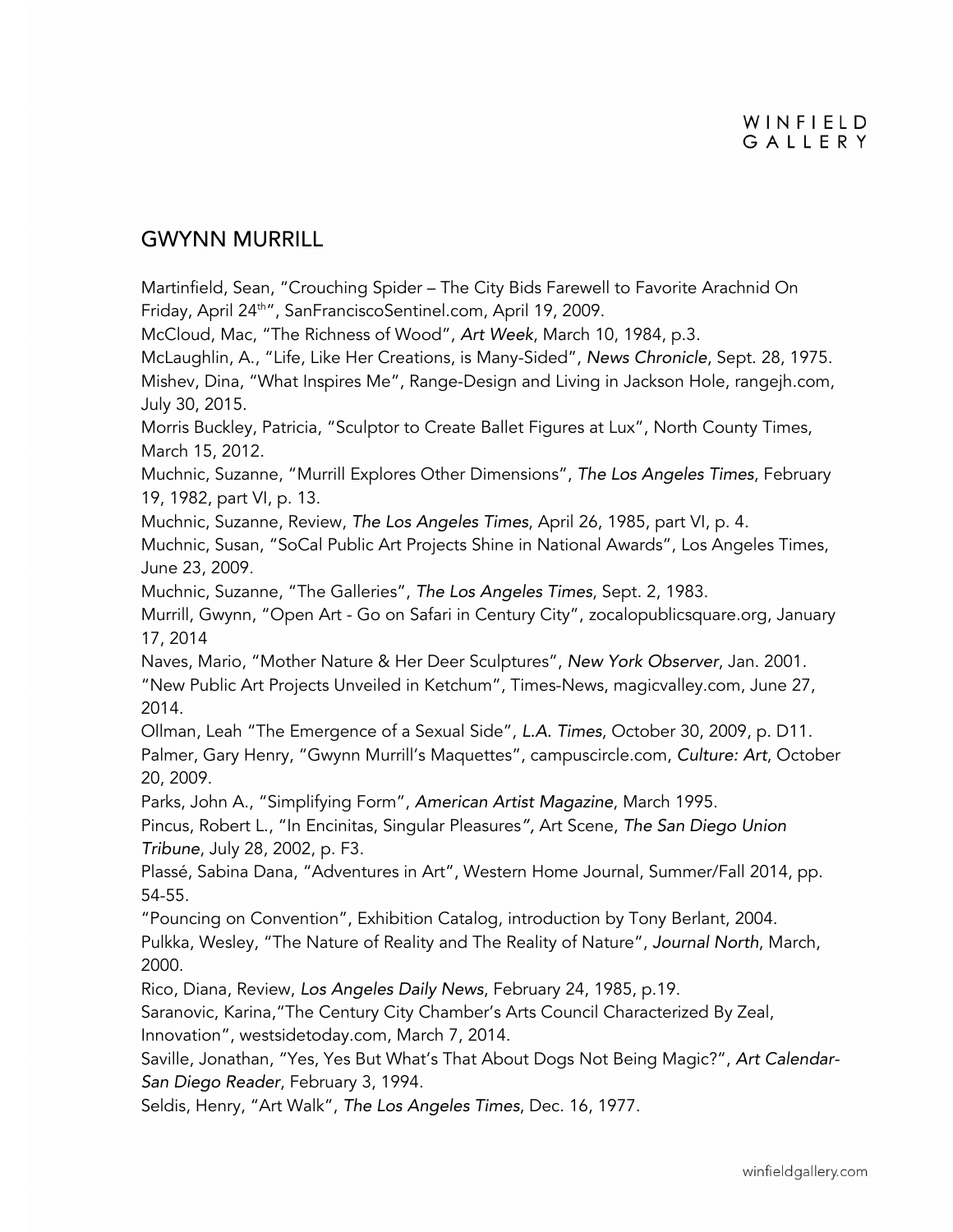## GWYNN MURRILL

Martinfield, Sean, "Crouching Spider – The City Bids Farewell to Favorite Arachnid On Friday, April 24th", SanFranciscoSentinel.com, April 19, 2009.

McCloud, Mac, "The Richness of Wood", *Art Week*, March 10, 1984, p.3.

McLaughlin, A., "Life, Like Her Creations, is Many-Sided", *News Chronicle*, Sept. 28, 1975.

Mishev, Dina, "What Inspires Me", Range-Design and Living in Jackson Hole, rangejh.com, July 30, 2015.

Morris Buckley, Patricia, "Sculptor to Create Ballet Figures at Lux", North County Times, March 15, 2012.

Muchnic, Suzanne, "Murrill Explores Other Dimensions", *The Los Angeles Times*, February 19, 1982, part VI, p. 13.

Muchnic, Suzanne, Review, *The Los Angeles Times*, April 26, 1985, part VI, p. 4.

Muchnic, Susan, "SoCal Public Art Projects Shine in National Awards", Los Angeles Times, June 23, 2009.

Muchnic, Suzanne, "The Galleries", *The Los Angeles Times*, Sept. 2, 1983.

Murrill, Gwynn, "Open Art - Go on Safari in Century City", zocalopublicsquare.org, January 17, 2014

Naves, Mario, "Mother Nature & Her Deer Sculptures", *New York Observer*, Jan. 2001.

"New Public Art Projects Unveiled in Ketchum", Times-News, magicvalley.com, June 27, 2014.

Ollman, Leah "The Emergence of a Sexual Side", *L.A. Times*, October 30, 2009, p. D11.

Palmer, Gary Henry, "Gwynn Murrill's Maquettes", campuscircle.com, *Culture: Art*, October 20, 2009.

Parks, John A., "Simplifying Form", *American Artist Magazine*, March 1995.

Pincus, Robert L., "In Encinitas, Singular Pleasures", Art Scene, *The San Diego Union Tribune*, July 28, 2002, p. F3.

Plassé, Sabina Dana, "Adventures in Art", Western Home Journal, Summer/Fall 2014, pp. 54-55.

"Pouncing on Convention", Exhibition Catalog, introduction by Tony Berlant, 2004.

Pulkka, Wesley, "The Nature of Reality and The Reality of Nature", *Journal North*, March, 2000.

Rico, Diana, Review, *Los Angeles Daily News*, February 24, 1985, p.19.

Saranovic, Karina,"The Century City Chamber's Arts Council Characterized By Zeal, Innovation", westsidetoday.com, March 7, 2014.

Saville, Jonathan, "Yes, Yes But What's That About Dogs Not Being Magic?", *Art Calendar-San Diego Reader*, February 3, 1994.

Seldis, Henry, "Art Walk", *The Los Angeles Times*, Dec. 16, 1977.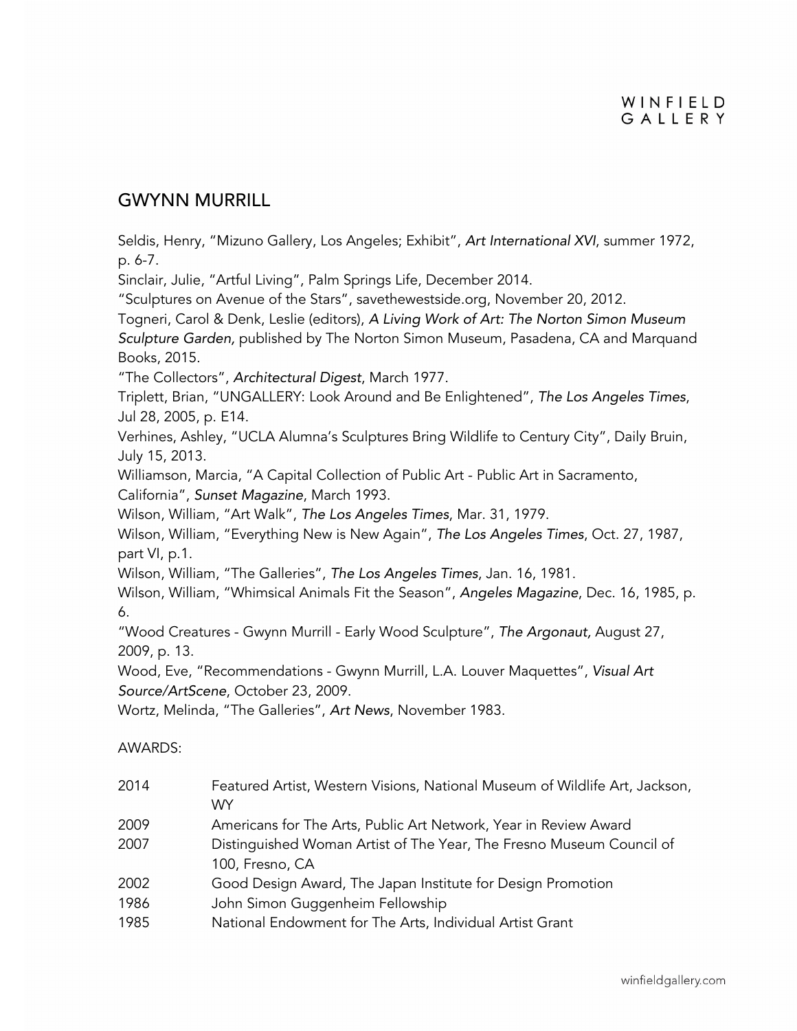## GWYNN MURRILL

Seldis, Henry, "Mizuno Gallery, Los Angeles; Exhibit", *Art International XVI*, summer 1972, p. 6-7.
Sinclair, Julie, "Artful Living", Palm Springs Life, December 2014.
"Sculptures on Avenue of the Stars", savethewestside.org, November 20, 2012.
Togneri, Carol & Denk, Leslie (editors), *A Living Work of Art: The Norton Simon Museum Sculpture Garden,* published by The Norton Simon Museum, Pasadena, CA and Marquand Books, 2015.
"The Collectors", *Architectural Digest*, March 1977.
Triplett, Brian, "UNGALLERY: Look Around and Be Enlightened", *The Los Angeles Times*, Jul 28, 2005, p. E14.
Verhines, Ashley, "UCLA Alumna's Sculptures Bring Wildlife to Century City", Daily Bruin, July 15, 2013.
Williamson, Marcia, "A Capital Collection of Public Art - Public Art in Sacramento, California", *Sunset Magazine*, March 1993.
Wilson, William, "Art Walk", *The Los Angeles Times*, Mar. 31, 1979.
Wilson, William, "Everything New is New Again", *The Los Angeles Times*, Oct. 27, 1987, part VI, p.1.
Wilson, William, "The Galleries", *The Los Angeles Times*, Jan. 16, 1981.
Wilson, William, "Whimsical Animals Fit the Season", *Angeles Magazine*, Dec. 16, 1985, p. 6.
"Wood Creatures - Gwynn Murrill - Early Wood Sculpture", *The Argonaut,* August 27, 2009, p. 13.
Wood, Eve, "Recommendations - Gwynn Murrill, L.A. Louver Maquettes", *Visual Art Source/ArtScene*, October 23, 2009.
Wortz, Melinda, "The Galleries", *Art News*, November 1983.

AWARDS:

| | |
|---|---|
| 2014 | Featured Artist, Western Visions, National Museum of Wildlife Art, Jackson, WY |
| 2009 | Americans for The Arts, Public Art Network, Year in Review Award |
| 2007 | Distinguished Woman Artist of The Year, The Fresno Museum Council of 100, Fresno, CA |
| 2002 | Good Design Award, The Japan Institute for Design Promotion |
| 1986 | John Simon Guggenheim Fellowship |
| 1985 | National Endowment for The Arts, Individual Artist Grant |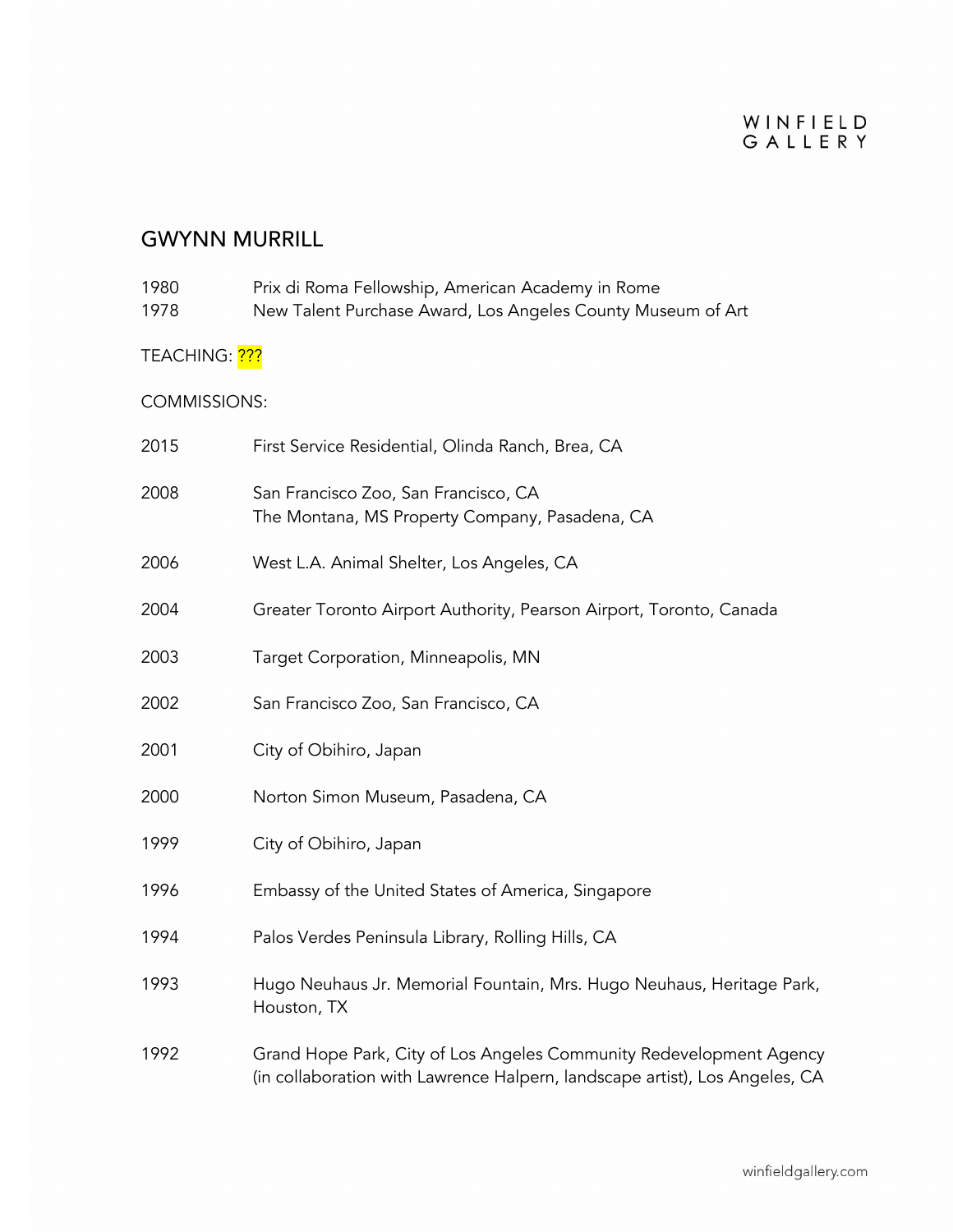## GWYNN MURRILL

1980 Prix di Roma Fellowship, American Academy in Rome
1978 New Talent Purchase Award, Los Angeles County Museum of Art

TEACHING: ???

COMMISSIONS:

2015 First Service Residential, Olinda Ranch, Brea, CA

2008 San Francisco Zoo, San Francisco, CA
The Montana, MS Property Company, Pasadena, CA

2006 West L.A. Animal Shelter, Los Angeles, CA

2004 Greater Toronto Airport Authority, Pearson Airport, Toronto, Canada

2003 Target Corporation, Minneapolis, MN

2002 San Francisco Zoo, San Francisco, CA

2001 City of Obihiro, Japan

2000 Norton Simon Museum, Pasadena, CA

1999 City of Obihiro, Japan

1996 Embassy of the United States of America, Singapore

1994 Palos Verdes Peninsula Library, Rolling Hills, CA

1993 Hugo Neuhaus Jr. Memorial Fountain, Mrs. Hugo Neuhaus, Heritage Park, Houston, TX

1992 Grand Hope Park, City of Los Angeles Community Redevelopment Agency (in collaboration with Lawrence Halpern, landscape artist), Los Angeles, CA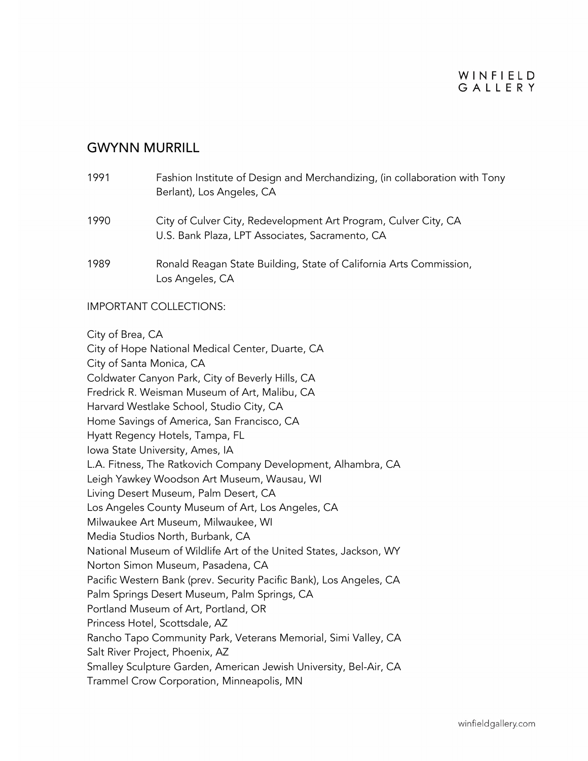## GWYNN MURRILL

1991 Fashion Institute of Design and Merchandizing, (in collaboration with Tony Berlant), Los Angeles, CA

1990 City of Culver City, Redevelopment Art Program, Culver City, CA
U.S. Bank Plaza, LPT Associates, Sacramento, CA

1989 Ronald Reagan State Building, State of California Arts Commission, Los Angeles, CA

IMPORTANT COLLECTIONS:

City of Brea, CA
City of Hope National Medical Center, Duarte, CA
City of Santa Monica, CA
Coldwater Canyon Park, City of Beverly Hills, CA
Fredrick R. Weisman Museum of Art, Malibu, CA
Harvard Westlake School, Studio City, CA
Home Savings of America, San Francisco, CA
Hyatt Regency Hotels, Tampa, FL
Iowa State University, Ames, IA
L.A. Fitness, The Ratkovich Company Development, Alhambra, CA
Leigh Yawkey Woodson Art Museum, Wausau, WI
Living Desert Museum, Palm Desert, CA
Los Angeles County Museum of Art, Los Angeles, CA
Milwaukee Art Museum, Milwaukee, WI
Media Studios North, Burbank, CA
National Museum of Wildlife Art of the United States, Jackson, WY
Norton Simon Museum, Pasadena, CA
Pacific Western Bank (prev. Security Pacific Bank), Los Angeles, CA
Palm Springs Desert Museum, Palm Springs, CA
Portland Museum of Art, Portland, OR
Princess Hotel, Scottsdale, AZ
Rancho Tapo Community Park, Veterans Memorial, Simi Valley, CA
Salt River Project, Phoenix, AZ
Smalley Sculpture Garden, American Jewish University, Bel-Air, CA
Trammel Crow Corporation, Minneapolis, MN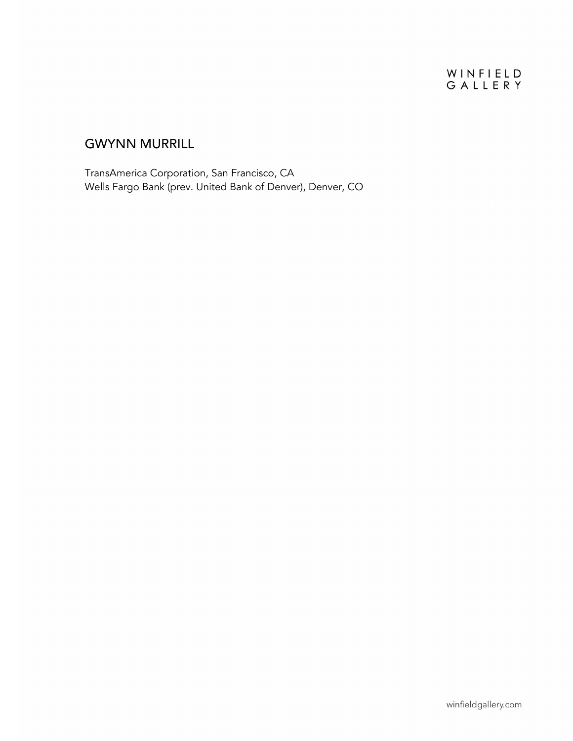## GWYNN MURRILL

TransAmerica Corporation, San Francisco, CA
Wells Fargo Bank (prev. United Bank of Denver), Denver, CO